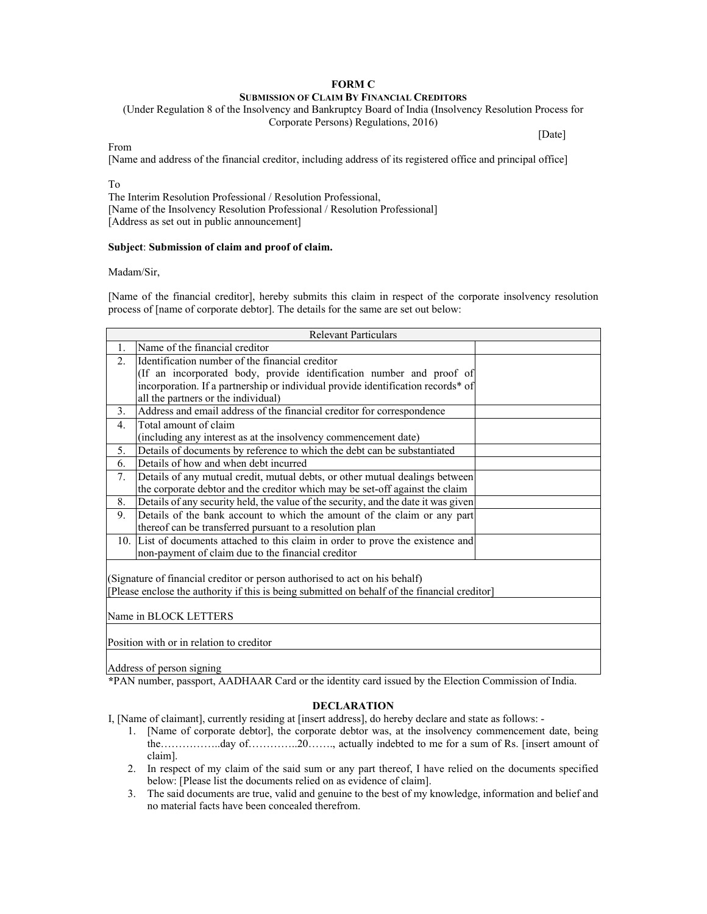# FORM C

## SUBMISSION OF CLAIM BY FINANCIAL CREDITORS

(Under Regulation 8 of the Insolvency and Bankruptcy Board of India (Insolvency Resolution Process for Corporate Persons) Regulations, 2016)

[Date]

From
[Name and address of the financial creditor, including address of its registered office and principal office]

To
The Interim Resolution Professional / Resolution Professional,
[Name of the Insolvency Resolution Professional / Resolution Professional]
[Address as set out in public announcement]

**Subject**: **Submission of claim and proof of claim.**

Madam/Sir,

[Name of the financial creditor], hereby submits this claim in respect of the corporate insolvency resolution process of [name of corporate debtor]. The details for the same are set out below:

| Relevant Particulars | | |
|---|---|---|
| 1. | Name of the financial creditor | |
| 2. | Identification number of the financial creditor (If an incorporated body, provide identification number and proof of incorporation. If a partnership or individual provide identification records* of all the partners or the individual) | |
| 3. | Address and email address of the financial creditor for correspondence | |
| 4. | Total amount of claim (including any interest as at the insolvency commencement date) | |
| 5. | Details of documents by reference to which the debt can be substantiated | |
| 6. | Details of how and when debt incurred | |
| 7. | Details of any mutual credit, mutual debts, or other mutual dealings between the corporate debtor and the creditor which may be set-off against the claim | |
| 8. | Details of any security held, the value of the security, and the date it was given | |
| 9. | Details of the bank account to which the amount of the claim or any part thereof can be transferred pursuant to a resolution plan | |
| 10. | List of documents attached to this claim in order to prove the existence and non-payment of claim due to the financial creditor | |
| (Signature of financial creditor or person authorised to act on his behalf) [Please enclose the authority if this is being submitted on behalf of the financial creditor] | | |
| Name in BLOCK LETTERS | | |
| Position with or in relation to creditor | | |
| Address of person signing | | |

*PAN number, passport, AADHAAR Card or the identity card issued by the Election Commission of India.

## DECLARATION

I, [Name of claimant], currently residing at [insert address], do hereby declare and state as follows: -

1. [Name of corporate debtor], the corporate debtor was, at the insolvency commencement date, being the……………..day of…………..20……., actually indebted to me for a sum of Rs. [insert amount of claim].
2. In respect of my claim of the said sum or any part thereof, I have relied on the documents specified below: [Please list the documents relied on as evidence of claim].
3. The said documents are true, valid and genuine to the best of my knowledge, information and belief and no material facts have been concealed therefrom.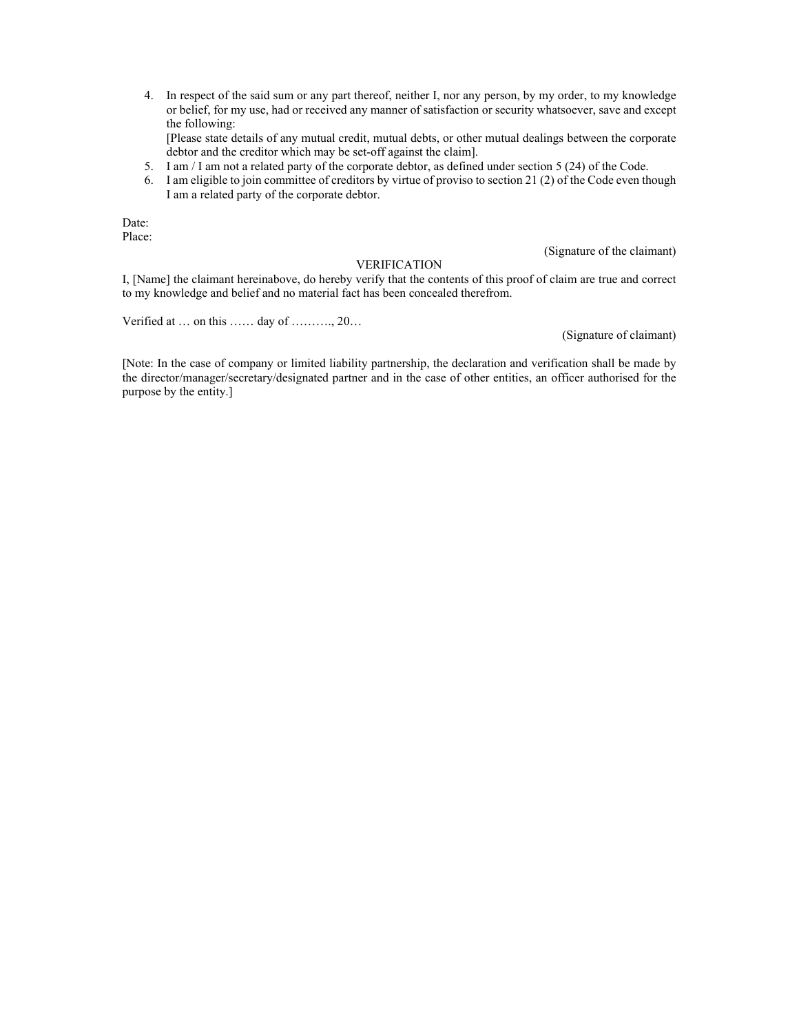4. In respect of the said sum or any part thereof, neither I, nor any person, by my order, to my knowledge or belief, for my use, had or received any manner of satisfaction or security whatsoever, save and except the following:
   [Please state details of any mutual credit, mutual debts, or other mutual dealings between the corporate debtor and the creditor which may be set-off against the claim].
5. I am / I am not a related party of the corporate debtor, as defined under section 5 (24) of the Code.
6. I am eligible to join committee of creditors by virtue of proviso to section 21 (2) of the Code even though I am a related party of the corporate debtor.

Date:
Place:

(Signature of the claimant)

VERIFICATION

I, [Name] the claimant hereinabove, do hereby verify that the contents of this proof of claim are true and correct to my knowledge and belief and no material fact has been concealed therefrom.

Verified at … on this …… day of ………., 20…

(Signature of claimant)

[Note: In the case of company or limited liability partnership, the declaration and verification shall be made by the director/manager/secretary/designated partner and in the case of other entities, an officer authorised for the purpose by the entity.]